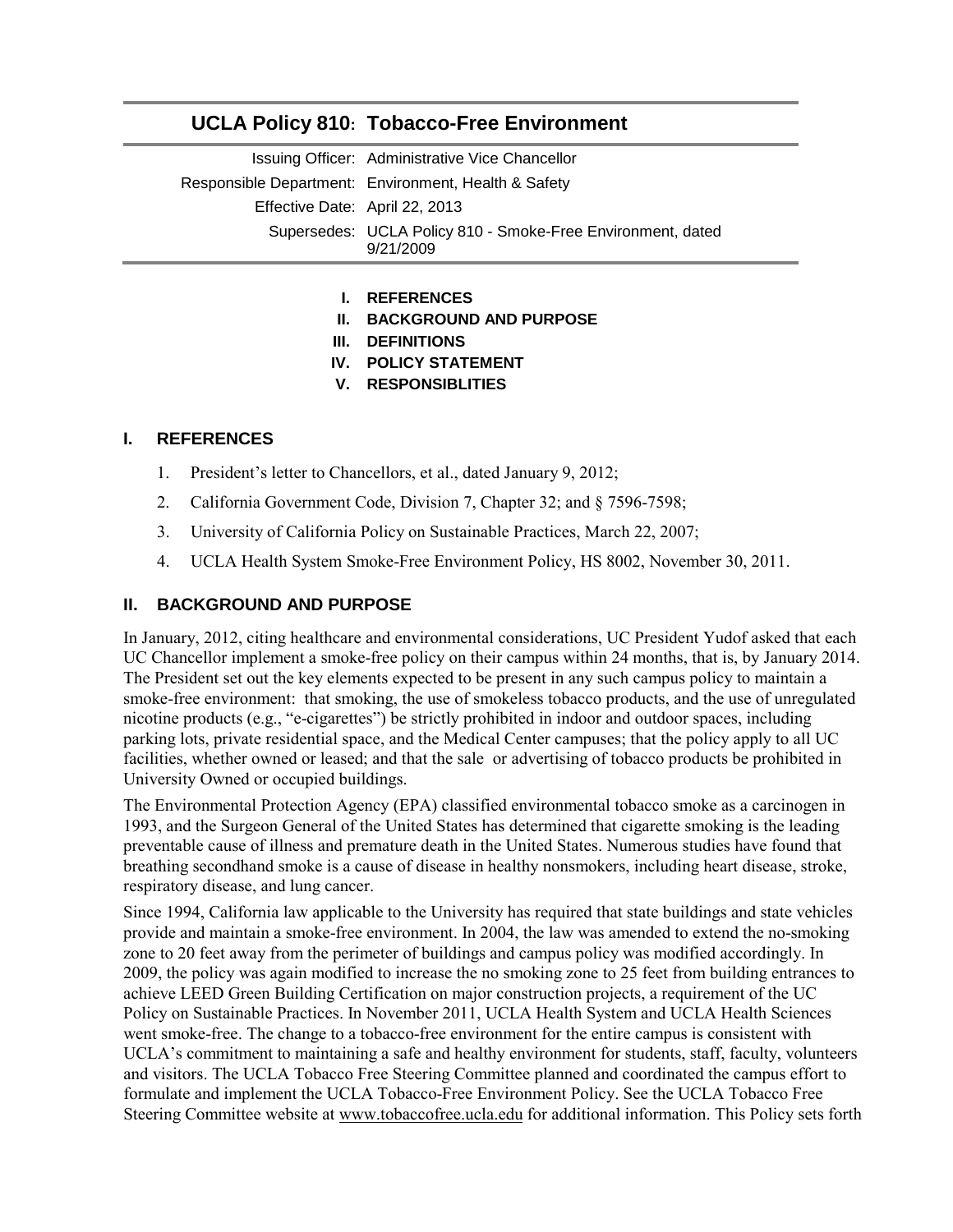# UCLA Policy 810: Tobacco-Free Environment

| | |
|---|---|
| Issuing Officer: | Administrative Vice Chancellor |
| Responsible Department: | Environment, Health & Safety |
| Effective Date: | April 22, 2013 |
| Supersedes: | UCLA Policy 810 - Smoke-Free Environment, dated 9/21/2009 |

- **I. REFERENCES**
- **II. BACKGROUND AND PURPOSE**
- **III. DEFINITIONS**
- **IV. POLICY STATEMENT**
- **V. RESPONSIBLITIES**

## I. REFERENCES

1. President's letter to Chancellors, et al., dated January 9, 2012;
2. California Government Code, Division 7, Chapter 32; and § 7596-7598;
3. University of California Policy on Sustainable Practices, March 22, 2007;
4. UCLA Health System Smoke-Free Environment Policy, HS 8002, November 30, 2011.

## II. BACKGROUND AND PURPOSE

In January, 2012, citing healthcare and environmental considerations, UC President Yudof asked that each UC Chancellor implement a smoke-free policy on their campus within 24 months, that is, by January 2014. The President set out the key elements expected to be present in any such campus policy to maintain a smoke-free environment: that smoking, the use of smokeless tobacco products, and the use of unregulated nicotine products (e.g., "e-cigarettes") be strictly prohibited in indoor and outdoor spaces, including parking lots, private residential space, and the Medical Center campuses; that the policy apply to all UC facilities, whether owned or leased; and that the sale or advertising of tobacco products be prohibited in University Owned or occupied buildings.

The Environmental Protection Agency (EPA) classified environmental tobacco smoke as a carcinogen in 1993, and the Surgeon General of the United States has determined that cigarette smoking is the leading preventable cause of illness and premature death in the United States. Numerous studies have found that breathing secondhand smoke is a cause of disease in healthy nonsmokers, including heart disease, stroke, respiratory disease, and lung cancer.

Since 1994, California law applicable to the University has required that state buildings and state vehicles provide and maintain a smoke-free environment. In 2004, the law was amended to extend the no-smoking zone to 20 feet away from the perimeter of buildings and campus policy was modified accordingly. In 2009, the policy was again modified to increase the no smoking zone to 25 feet from building entrances to achieve LEED Green Building Certification on major construction projects, a requirement of the UC Policy on Sustainable Practices. In November 2011, UCLA Health System and UCLA Health Sciences went smoke-free. The change to a tobacco-free environment for the entire campus is consistent with UCLA's commitment to maintaining a safe and healthy environment for students, staff, faculty, volunteers and visitors. The UCLA Tobacco Free Steering Committee planned and coordinated the campus effort to formulate and implement the UCLA Tobacco-Free Environment Policy. See the UCLA Tobacco Free Steering Committee website at www.tobaccofree.ucla.edu for additional information. This Policy sets forth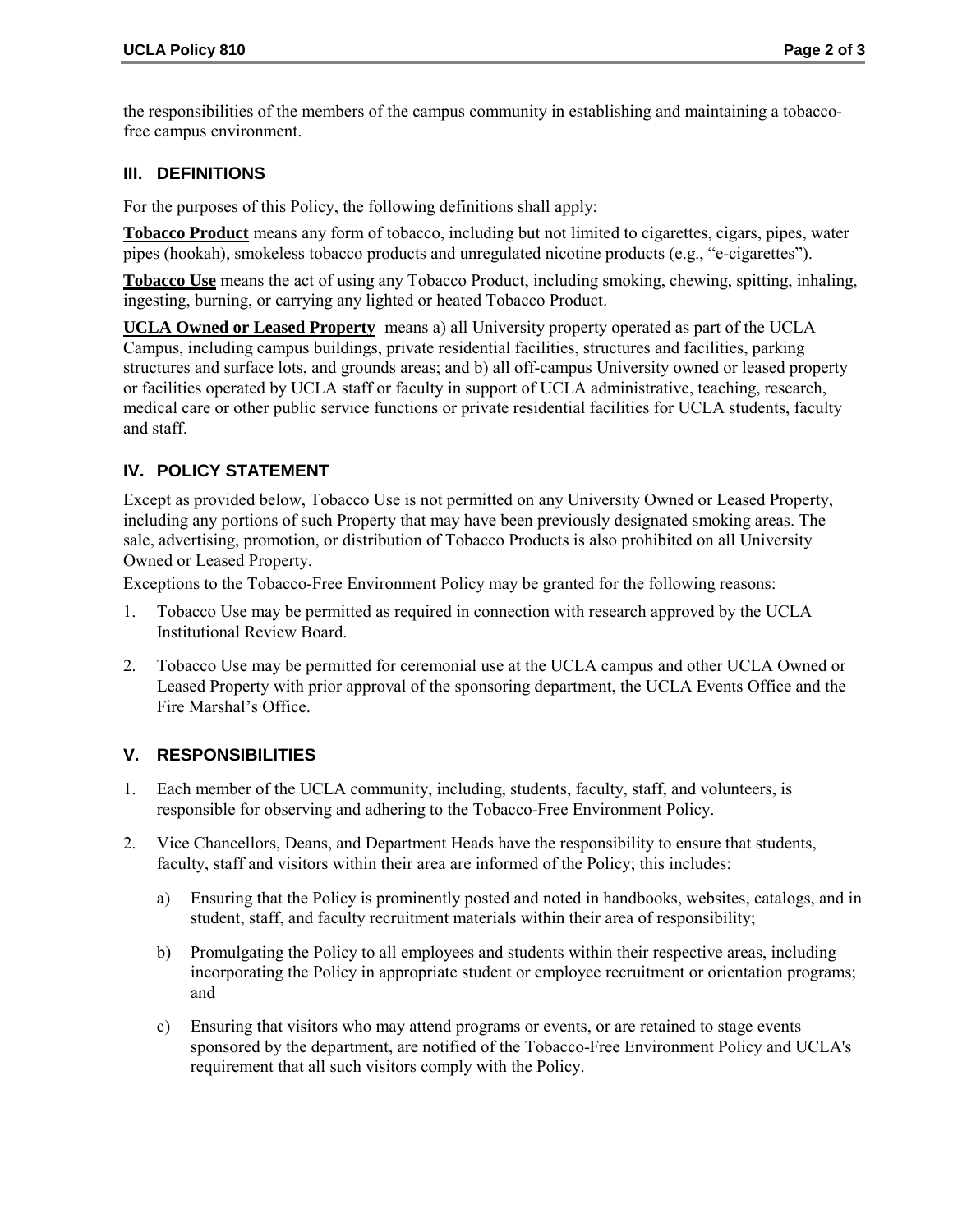the responsibilities of the members of the campus community in establishing and maintaining a tobacco-free campus environment.

## III. DEFINITIONS

For the purposes of this Policy, the following definitions shall apply:

**Tobacco Product** means any form of tobacco, including but not limited to cigarettes, cigars, pipes, water pipes (hookah), smokeless tobacco products and unregulated nicotine products (e.g., "e-cigarettes").

**Tobacco Use** means the act of using any Tobacco Product, including smoking, chewing, spitting, inhaling, ingesting, burning, or carrying any lighted or heated Tobacco Product.

**UCLA Owned or Leased Property** means a) all University property operated as part of the UCLA Campus, including campus buildings, private residential facilities, structures and facilities, parking structures and surface lots, and grounds areas; and b) all off-campus University owned or leased property or facilities operated by UCLA staff or faculty in support of UCLA administrative, teaching, research, medical care or other public service functions or private residential facilities for UCLA students, faculty and staff.

## IV. POLICY STATEMENT

Except as provided below, Tobacco Use is not permitted on any University Owned or Leased Property, including any portions of such Property that may have been previously designated smoking areas. The sale, advertising, promotion, or distribution of Tobacco Products is also prohibited on all University Owned or Leased Property.

Exceptions to the Tobacco-Free Environment Policy may be granted for the following reasons:

1. Tobacco Use may be permitted as required in connection with research approved by the UCLA Institutional Review Board.
2. Tobacco Use may be permitted for ceremonial use at the UCLA campus and other UCLA Owned or Leased Property with prior approval of the sponsoring department, the UCLA Events Office and the Fire Marshal's Office.

## V. RESPONSIBILITIES

1. Each member of the UCLA community, including, students, faculty, staff, and volunteers, is responsible for observing and adhering to the Tobacco-Free Environment Policy.
2. Vice Chancellors, Deans, and Department Heads have the responsibility to ensure that students, faculty, staff and visitors within their area are informed of the Policy; this includes:
   a) Ensuring that the Policy is prominently posted and noted in handbooks, websites, catalogs, and in student, staff, and faculty recruitment materials within their area of responsibility;
   b) Promulgating the Policy to all employees and students within their respective areas, including incorporating the Policy in appropriate student or employee recruitment or orientation programs; and
   c) Ensuring that visitors who may attend programs or events, or are retained to stage events sponsored by the department, are notified of the Tobacco-Free Environment Policy and UCLA's requirement that all such visitors comply with the Policy.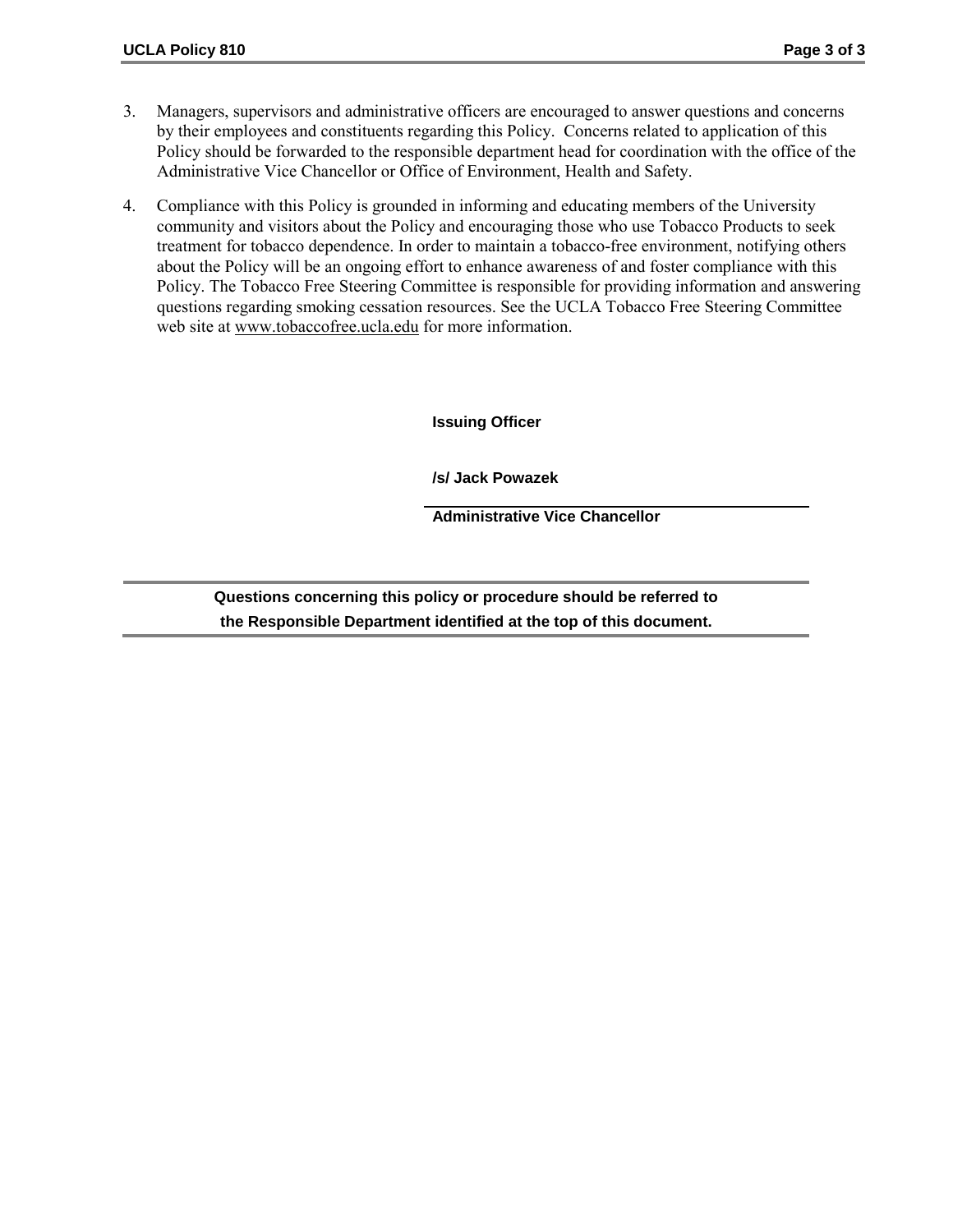3. Managers, supervisors and administrative officers are encouraged to answer questions and concerns by their employees and constituents regarding this Policy. Concerns related to application of this Policy should be forwarded to the responsible department head for coordination with the office of the Administrative Vice Chancellor or Office of Environment, Health and Safety.

4. Compliance with this Policy is grounded in informing and educating members of the University community and visitors about the Policy and encouraging those who use Tobacco Products to seek treatment for tobacco dependence. In order to maintain a tobacco-free environment, notifying others about the Policy will be an ongoing effort to enhance awareness of and foster compliance with this Policy. The Tobacco Free Steering Committee is responsible for providing information and answering questions regarding smoking cessation resources. See the UCLA Tobacco Free Steering Committee web site at www.tobaccofree.ucla.edu for more information.

**Issuing Officer**

**/s/ Jack Powazek**

**Administrative Vice Chancellor**

---

**Questions concerning this policy or procedure should be referred to the Responsible Department identified at the top of this document.**

---